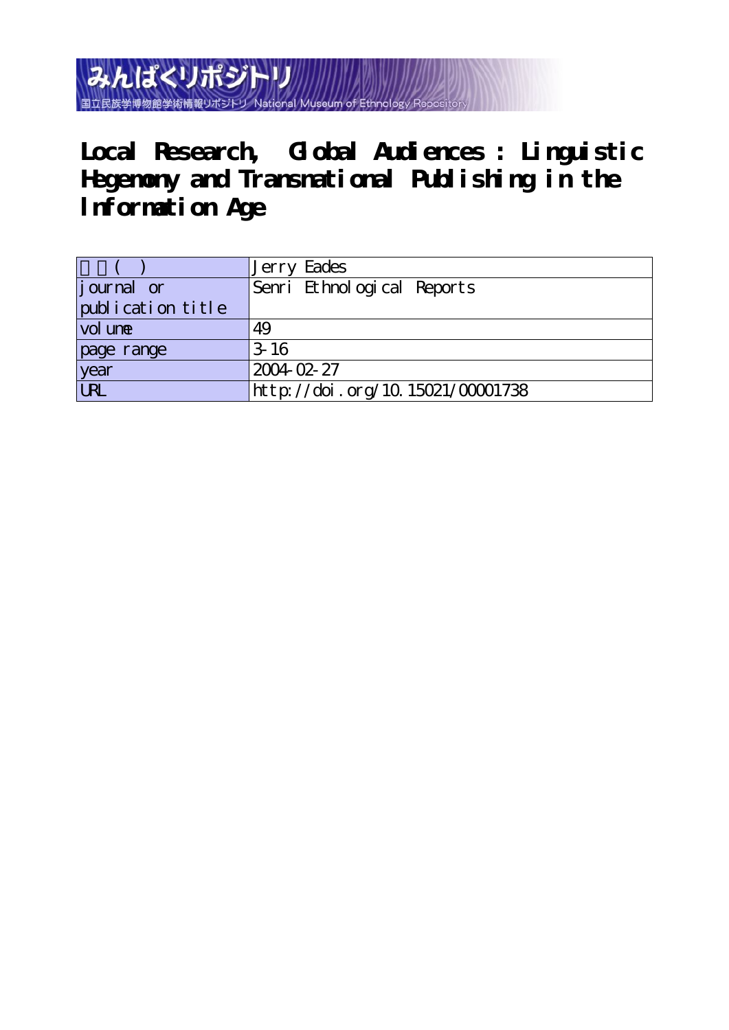みんぱくリポジトリ

国立民族学博物館学術情報リポジトリ National Museum of Ethnology Repository

# Local Research, Global Audiences : Linguistic Hegemony and Transnational Publishing in the Information Age

| 著者(英) | Jerry Eades |
| --- | --- |
| journal or publication title | Senri Ethnological Reports |
| volume | 49 |
| page range | 3-16 |
| year | 2004-02-27 |
| URL | http://doi.org/10.15021/00001738 |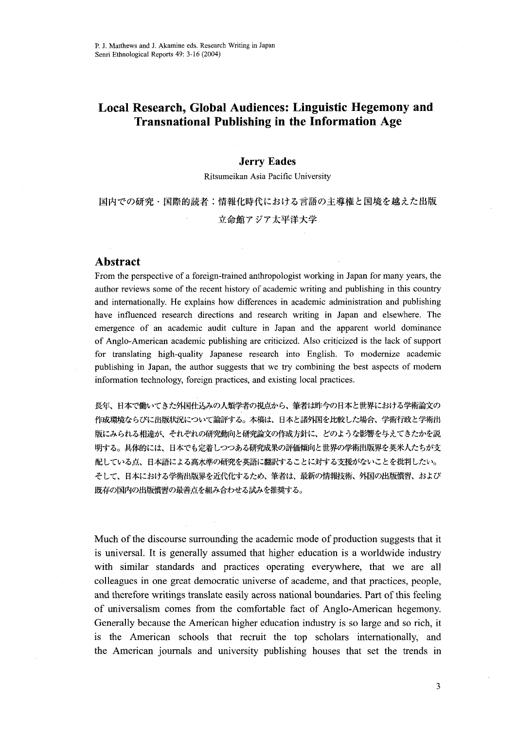P. J. Matthews and J. Akamine eds. Research Writing in Japan
Senri Ethnological Reports 49: 3-16 (2004)

# Local Research, Global Audiences: Linguistic Hegemony and Transnational Publishing in the Information Age

**Jerry Eades**

Ritsumeikan Asia Pacific University

国内での研究・国際的読者：情報化時代における言語の主導権と国境を越えた出版

立命館アジア太平洋大学

## Abstract

From the perspective of a foreign-trained anthropologist working in Japan for many years, the author reviews some of the recent history of academic writing and publishing in this country and internationally. He explains how differences in academic administration and publishing have influenced research directions and research writing in Japan and elsewhere. The emergence of an academic audit culture in Japan and the apparent world dominance of Anglo-American academic publishing are criticized. Also criticized is the lack of support for translating high-quality Japanese research into English. To modernize academic publishing in Japan, the author suggests that we try combining the best aspects of modern information technology, foreign practices, and existing local practices.

長年、日本で働いてきた外国仕込みの人類学者の視点から、筆者は昨今の日本と世界における学術論文の作成環境ならびに出版状況について論評する。本稿は、日本と諸外国を比較した場合、学術行政と学術出版にみられる相違が、それぞれの研究動向と研究論文の作成方針に、どのような影響を与えてきたかを説明する。具体的には、日本でも定着しつつある研究成果の評価傾向と世界の学術出版界を英米人たちが支配している点、日本語による高水準の研究を英語に翻訳することに対する支援がないことを批判したい。そして、日本における学術出版界を近代化するため、筆者は、最新の情報技術、外国の出版慣習、および既存の国内の出版慣習の最善点を組み合わせる試みを推奨する。

Much of the discourse surrounding the academic mode of production suggests that it is universal. It is generally assumed that higher education is a worldwide industry with similar standards and practices operating everywhere, that we are all colleagues in one great democratic universe of academe, and that practices, people, and therefore writings translate easily across national boundaries. Part of this feeling of universalism comes from the comfortable fact of Anglo-American hegemony. Generally because the American higher education industry is so large and so rich, it is the American schools that recruit the top scholars internationally, and the American journals and university publishing houses that set the trends in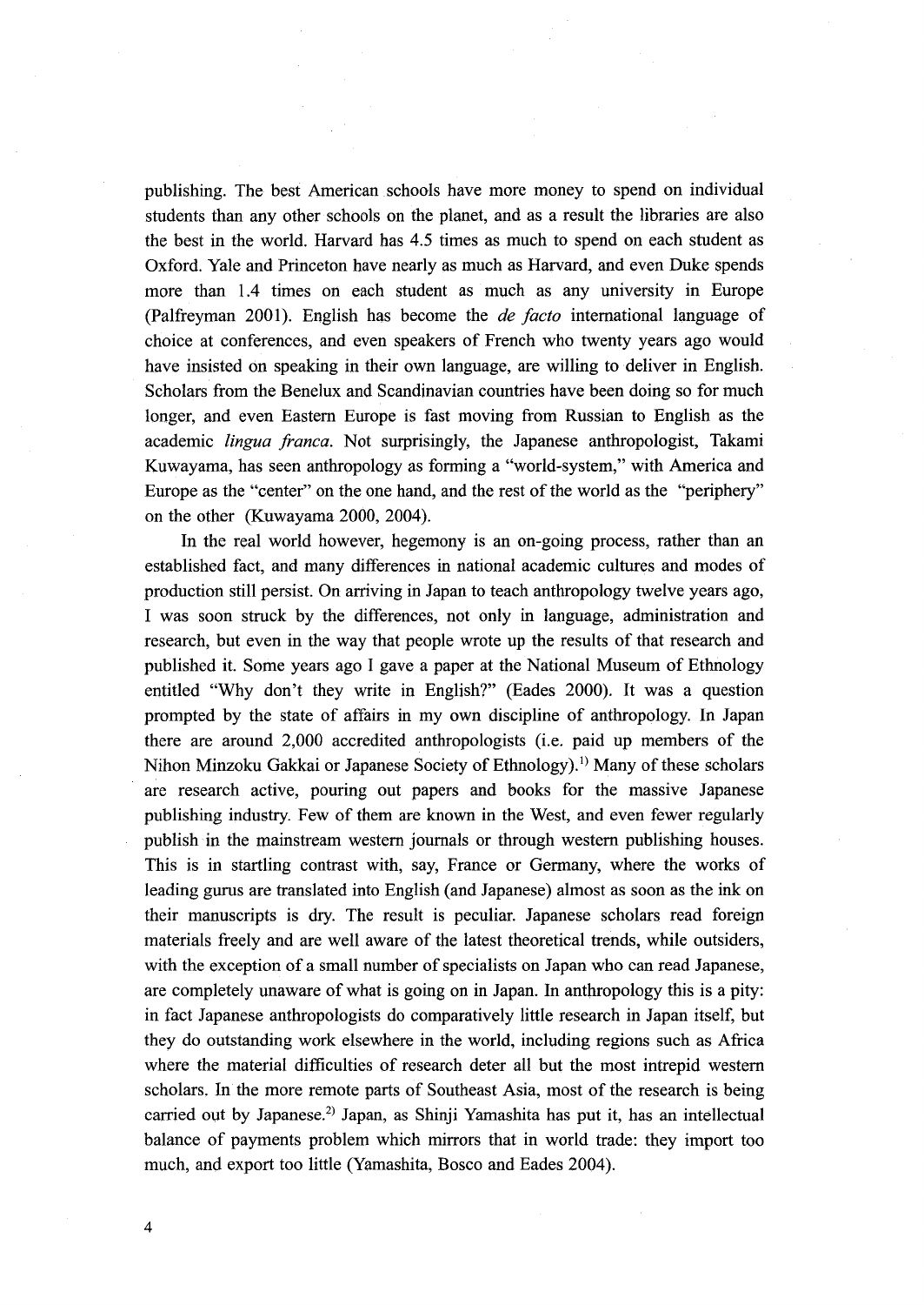publishing. The best American schools have more money to spend on individual students than any other schools on the planet, and as a result the libraries are also the best in the world. Harvard has 4.5 times as much to spend on each student as Oxford. Yale and Princeton have nearly as much as Harvard, and even Duke spends more than 1.4 times on each student as much as any university in Europe (Palfreyman 2001). English has become the *de facto* international language of choice at conferences, and even speakers of French who twenty years ago would have insisted on speaking in their own language, are willing to deliver in English. Scholars from the Benelux and Scandinavian countries have been doing so for much longer, and even Eastern Europe is fast moving from Russian to English as the academic *lingua franca*. Not surprisingly, the Japanese anthropologist, Takami Kuwayama, has seen anthropology as forming a "world-system," with America and Europe as the "center" on the one hand, and the rest of the world as the "periphery" on the other (Kuwayama 2000, 2004).

In the real world however, hegemony is an on-going process, rather than an established fact, and many differences in national academic cultures and modes of production still persist. On arriving in Japan to teach anthropology twelve years ago, I was soon struck by the differences, not only in language, administration and research, but even in the way that people wrote up the results of that research and published it. Some years ago I gave a paper at the National Museum of Ethnology entitled "Why don't they write in English?" (Eades 2000). It was a question prompted by the state of affairs in my own discipline of anthropology. In Japan there are around 2,000 accredited anthropologists (i.e. paid up members of the Nihon Minzoku Gakkai or Japanese Society of Ethnology).[1] Many of these scholars are research active, pouring out papers and books for the massive Japanese publishing industry. Few of them are known in the West, and even fewer regularly publish in the mainstream western journals or through western publishing houses. This is in startling contrast with, say, France or Germany, where the works of leading gurus are translated into English (and Japanese) almost as soon as the ink on their manuscripts is dry. The result is peculiar. Japanese scholars read foreign materials freely and are well aware of the latest theoretical trends, while outsiders, with the exception of a small number of specialists on Japan who can read Japanese, are completely unaware of what is going on in Japan. In anthropology this is a pity: in fact Japanese anthropologists do comparatively little research in Japan itself, but they do outstanding work elsewhere in the world, including regions such as Africa where the material difficulties of research deter all but the most intrepid western scholars. In the more remote parts of Southeast Asia, most of the research is being carried out by Japanese.[2] Japan, as Shinji Yamashita has put it, has an intellectual balance of payments problem which mirrors that in world trade: they import too much, and export too little (Yamashita, Bosco and Eades 2004).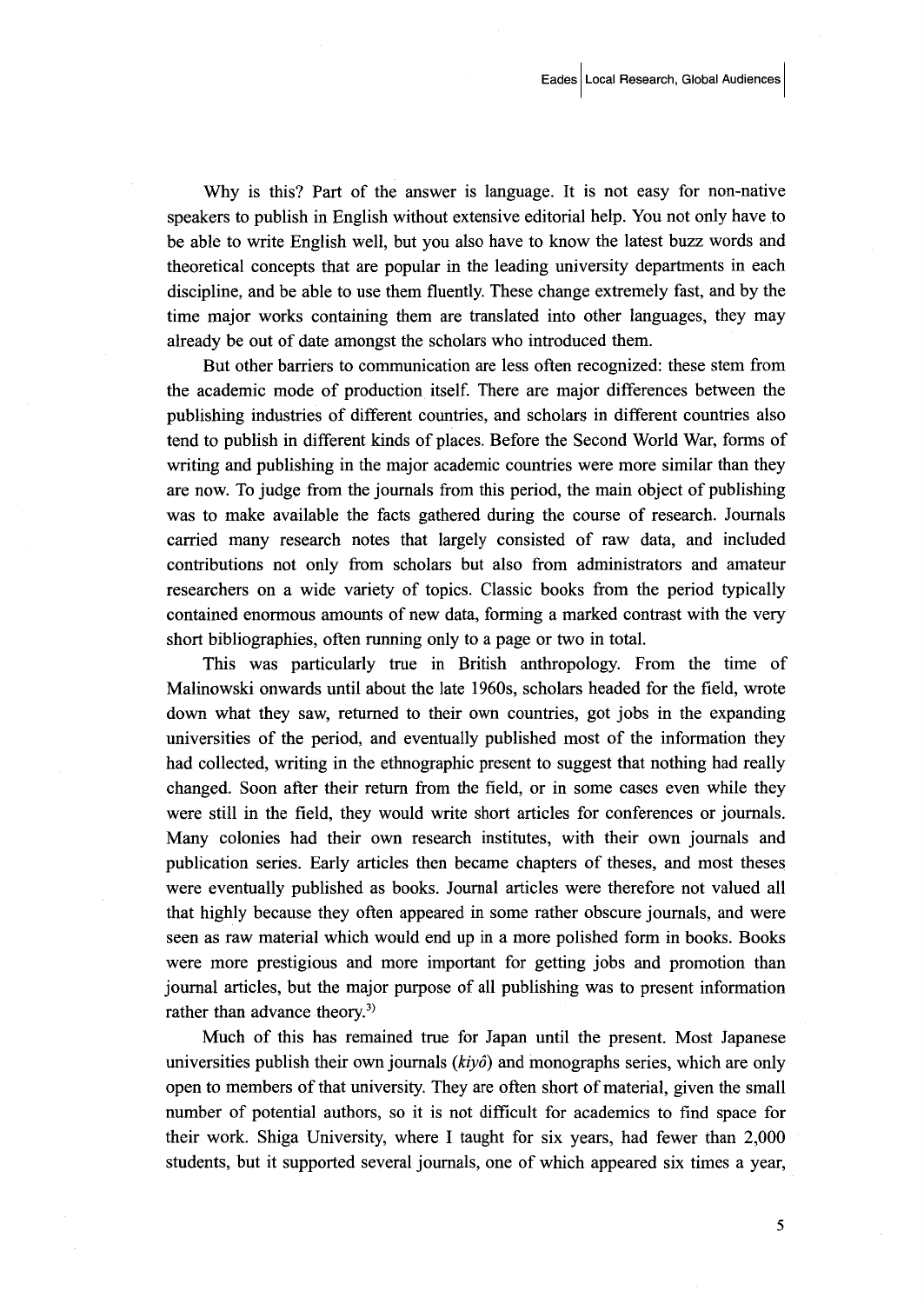Why is this? Part of the answer is language. It is not easy for non-native speakers to publish in English without extensive editorial help. You not only have to be able to write English well, but you also have to know the latest buzz words and theoretical concepts that are popular in the leading university departments in each discipline, and be able to use them fluently. These change extremely fast, and by the time major works containing them are translated into other languages, they may already be out of date amongst the scholars who introduced them.

But other barriers to communication are less often recognized: these stem from the academic mode of production itself. There are major differences between the publishing industries of different countries, and scholars in different countries also tend to publish in different kinds of places. Before the Second World War, forms of writing and publishing in the major academic countries were more similar than they are now. To judge from the journals from this period, the main object of publishing was to make available the facts gathered during the course of research. Journals carried many research notes that largely consisted of raw data, and included contributions not only from scholars but also from administrators and amateur researchers on a wide variety of topics. Classic books from the period typically contained enormous amounts of new data, forming a marked contrast with the very short bibliographies, often running only to a page or two in total.

This was particularly true in British anthropology. From the time of Malinowski onwards until about the late 1960s, scholars headed for the field, wrote down what they saw, returned to their own countries, got jobs in the expanding universities of the period, and eventually published most of the information they had collected, writing in the ethnographic present to suggest that nothing had really changed. Soon after their return from the field, or in some cases even while they were still in the field, they would write short articles for conferences or journals. Many colonies had their own research institutes, with their own journals and publication series. Early articles then became chapters of theses, and most theses were eventually published as books. Journal articles were therefore not valued all that highly because they often appeared in some rather obscure journals, and were seen as raw material which would end up in a more polished form in books. Books were more prestigious and more important for getting jobs and promotion than journal articles, but the major purpose of all publishing was to present information rather than advance theory.[3)]

Much of this has remained true for Japan until the present. Most Japanese universities publish their own journals (*kiyô*) and monographs series, which are only open to members of that university. They are often short of material, given the small number of potential authors, so it is not difficult for academics to find space for their work. Shiga University, where I taught for six years, had fewer than 2,000 students, but it supported several journals, one of which appeared six times a year,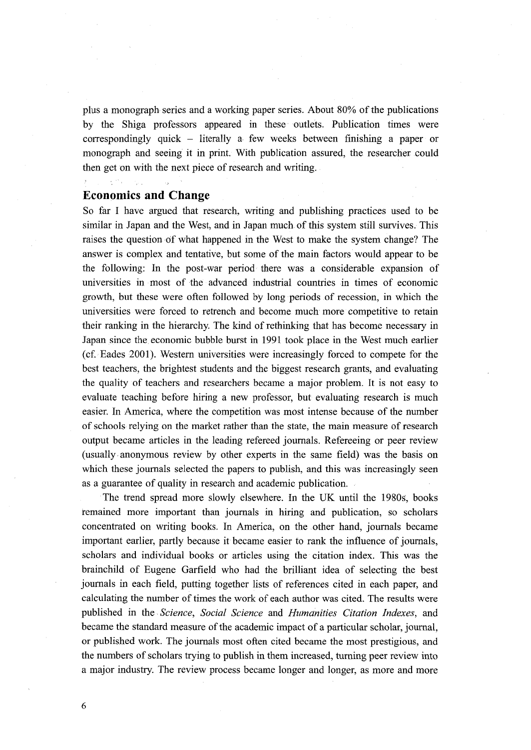plus a monograph series and a working paper series. About 80% of the publications by the Shiga professors appeared in these outlets. Publication times were correspondingly quick – literally a few weeks between finishing a paper or monograph and seeing it in print. With publication assured, the researcher could then get on with the next piece of research and writing.

## Economics and Change

So far I have argued that research, writing and publishing practices used to be similar in Japan and the West, and in Japan much of this system still survives. This raises the question of what happened in the West to make the system change? The answer is complex and tentative, but some of the main factors would appear to be the following: In the post-war period there was a considerable expansion of universities in most of the advanced industrial countries in times of economic growth, but these were often followed by long periods of recession, in which the universities were forced to retrench and become much more competitive to retain their ranking in the hierarchy. The kind of rethinking that has become necessary in Japan since the economic bubble burst in 1991 took place in the West much earlier (cf. Eades 2001). Western universities were increasingly forced to compete for the best teachers, the brightest students and the biggest research grants, and evaluating the quality of teachers and researchers became a major problem. It is not easy to evaluate teaching before hiring a new professor, but evaluating research is much easier. In America, where the competition was most intense because of the number of schools relying on the market rather than the state, the main measure of research output became articles in the leading refereed journals. Refereeing or peer review (usually anonymous review by other experts in the same field) was the basis on which these journals selected the papers to publish, and this was increasingly seen as a guarantee of quality in research and academic publication.

The trend spread more slowly elsewhere. In the UK until the 1980s, books remained more important than journals in hiring and publication, so scholars concentrated on writing books. In America, on the other hand, journals became important earlier, partly because it became easier to rank the influence of journals, scholars and individual books or articles using the citation index. This was the brainchild of Eugene Garfield who had the brilliant idea of selecting the best journals in each field, putting together lists of references cited in each paper, and calculating the number of times the work of each author was cited. The results were published in the *Science*, *Social Science* and *Humanities Citation Indexes*, and became the standard measure of the academic impact of a particular scholar, journal, or published work. The journals most often cited became the most prestigious, and the numbers of scholars trying to publish in them increased, turning peer review into a major industry. The review process became longer and longer, as more and more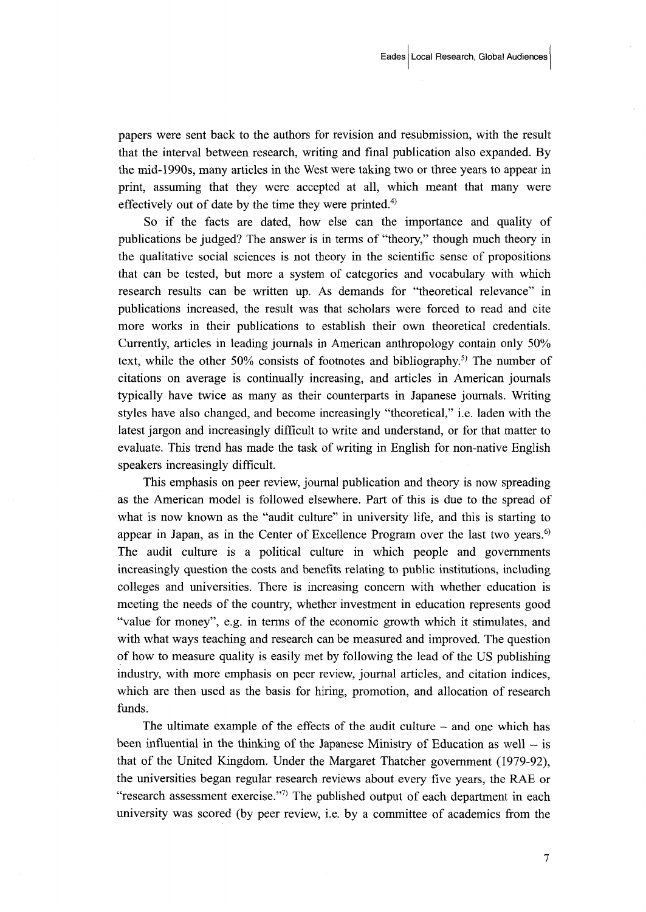papers were sent back to the authors for revision and resubmission, with the result that the interval between research, writing and final publication also expanded. By the mid-1990s, many articles in the West were taking two or three years to appear in print, assuming that they were accepted at all, which meant that many were effectively out of date by the time they were printed.[4)]

So if the facts are dated, how else can the importance and quality of publications be judged? The answer is in terms of "theory," though much theory in the qualitative social sciences is not theory in the scientific sense of propositions that can be tested, but more a system of categories and vocabulary with which research results can be written up. As demands for "theoretical relevance" in publications increased, the result was that scholars were forced to read and cite more works in their publications to establish their own theoretical credentials. Currently, articles in leading journals in American anthropology contain only 50% text, while the other 50% consists of footnotes and bibliography.[5)] The number of citations on average is continually increasing, and articles in American journals typically have twice as many as their counterparts in Japanese journals. Writing styles have also changed, and become increasingly "theoretical," i.e. laden with the latest jargon and increasingly difficult to write and understand, or for that matter to evaluate. This trend has made the task of writing in English for non-native English speakers increasingly difficult.

This emphasis on peer review, journal publication and theory is now spreading as the American model is followed elsewhere. Part of this is due to the spread of what is now known as the "audit culture" in university life, and this is starting to appear in Japan, as in the Center of Excellence Program over the last two years.[6)] The audit culture is a political culture in which people and governments increasingly question the costs and benefits relating to public institutions, including colleges and universities. There is increasing concern with whether education is meeting the needs of the country, whether investment in education represents good "value for money", e.g. in terms of the economic growth which it stimulates, and with what ways teaching and research can be measured and improved. The question of how to measure quality is easily met by following the lead of the US publishing industry, with more emphasis on peer review, journal articles, and citation indices, which are then used as the basis for hiring, promotion, and allocation of research funds.

The ultimate example of the effects of the audit culture – and one which has been influential in the thinking of the Japanese Ministry of Education as well -- is that of the United Kingdom. Under the Margaret Thatcher government (1979-92), the universities began regular research reviews about every five years, the RAE or "research assessment exercise."[7)] The published output of each department in each university was scored (by peer review, i.e. by a committee of academics from the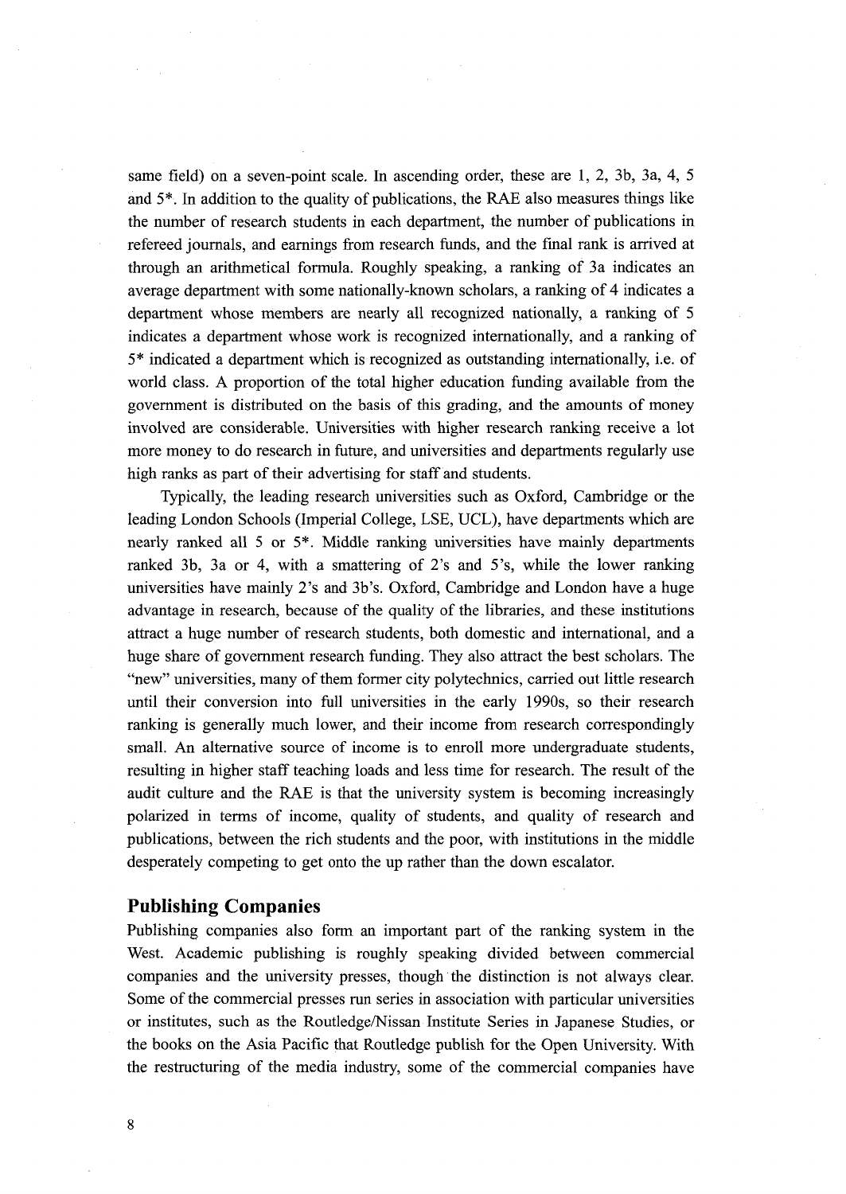same field) on a seven-point scale. In ascending order, these are 1, 2, 3b, 3a, 4, 5 and 5*. In addition to the quality of publications, the RAE also measures things like the number of research students in each department, the number of publications in refereed journals, and earnings from research funds, and the final rank is arrived at through an arithmetical formula. Roughly speaking, a ranking of 3a indicates an average department with some nationally-known scholars, a ranking of 4 indicates a department whose members are nearly all recognized nationally, a ranking of 5 indicates a department whose work is recognized internationally, and a ranking of 5* indicated a department which is recognized as outstanding internationally, i.e. of world class. A proportion of the total higher education funding available from the government is distributed on the basis of this grading, and the amounts of money involved are considerable. Universities with higher research ranking receive a lot more money to do research in future, and universities and departments regularly use high ranks as part of their advertising for staff and students.

Typically, the leading research universities such as Oxford, Cambridge or the leading London Schools (Imperial College, LSE, UCL), have departments which are nearly ranked all 5 or 5*. Middle ranking universities have mainly departments ranked 3b, 3a or 4, with a smattering of 2's and 5's, while the lower ranking universities have mainly 2's and 3b's. Oxford, Cambridge and London have a huge advantage in research, because of the quality of the libraries, and these institutions attract a huge number of research students, both domestic and international, and a huge share of government research funding. They also attract the best scholars. The "new" universities, many of them former city polytechnics, carried out little research until their conversion into full universities in the early 1990s, so their research ranking is generally much lower, and their income from research correspondingly small. An alternative source of income is to enroll more undergraduate students, resulting in higher staff teaching loads and less time for research. The result of the audit culture and the RAE is that the university system is becoming increasingly polarized in terms of income, quality of students, and quality of research and publications, between the rich students and the poor, with institutions in the middle desperately competing to get onto the up rather than the down escalator.

## Publishing Companies

Publishing companies also form an important part of the ranking system in the West. Academic publishing is roughly speaking divided between commercial companies and the university presses, though the distinction is not always clear. Some of the commercial presses run series in association with particular universities or institutes, such as the Routledge/Nissan Institute Series in Japanese Studies, or the books on the Asia Pacific that Routledge publish for the Open University. With the restructuring of the media industry, some of the commercial companies have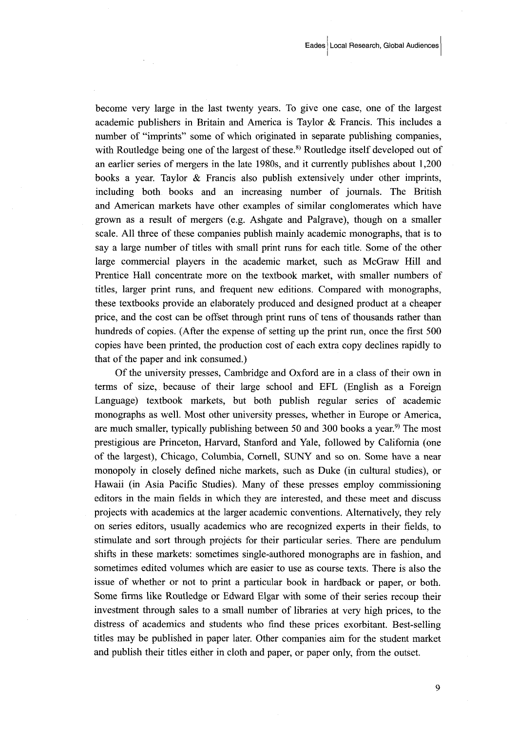become very large in the last twenty years. To give one case, one of the largest academic publishers in Britain and America is Taylor & Francis. This includes a number of "imprints" some of which originated in separate publishing companies, with Routledge being one of the largest of these.[8] Routledge itself developed out of an earlier series of mergers in the late 1980s, and it currently publishes about 1,200 books a year. Taylor & Francis also publish extensively under other imprints, including both books and an increasing number of journals. The British and American markets have other examples of similar conglomerates which have grown as a result of mergers (e.g. Ashgate and Palgrave), though on a smaller scale. All three of these companies publish mainly academic monographs, that is to say a large number of titles with small print runs for each title. Some of the other large commercial players in the academic market, such as McGraw Hill and Prentice Hall concentrate more on the textbook market, with smaller numbers of titles, larger print runs, and frequent new editions. Compared with monographs, these textbooks provide an elaborately produced and designed product at a cheaper price, and the cost can be offset through print runs of tens of thousands rather than hundreds of copies. (After the expense of setting up the print run, once the first 500 copies have been printed, the production cost of each extra copy declines rapidly to that of the paper and ink consumed.)

Of the university presses, Cambridge and Oxford are in a class of their own in terms of size, because of their large school and EFL (English as a Foreign Language) textbook markets, but both publish regular series of academic monographs as well. Most other university presses, whether in Europe or America, are much smaller, typically publishing between 50 and 300 books a year.[9] The most prestigious are Princeton, Harvard, Stanford and Yale, followed by California (one of the largest), Chicago, Columbia, Cornell, SUNY and so on. Some have a near monopoly in closely defined niche markets, such as Duke (in cultural studies), or Hawaii (in Asia Pacific Studies). Many of these presses employ commissioning editors in the main fields in which they are interested, and these meet and discuss projects with academics at the larger academic conventions. Alternatively, they rely on series editors, usually academics who are recognized experts in their fields, to stimulate and sort through projects for their particular series. There are pendulum shifts in these markets: sometimes single-authored monographs are in fashion, and sometimes edited volumes which are easier to use as course texts. There is also the issue of whether or not to print a particular book in hardback or paper, or both. Some firms like Routledge or Edward Elgar with some of their series recoup their investment through sales to a small number of libraries at very high prices, to the distress of academics and students who find these prices exorbitant. Best-selling titles may be published in paper later. Other companies aim for the student market and publish their titles either in cloth and paper, or paper only, from the outset.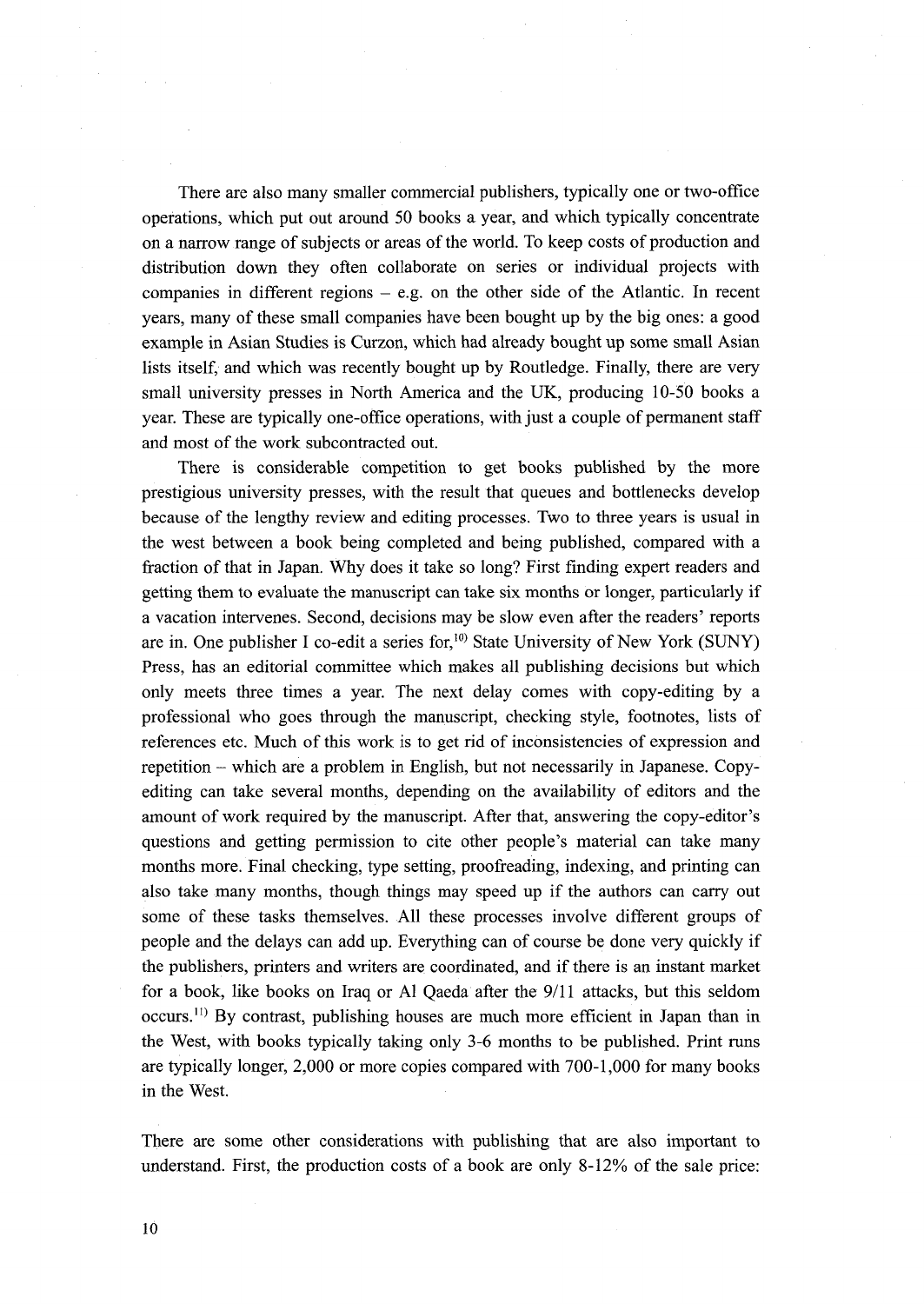There are also many smaller commercial publishers, typically one or two-office operations, which put out around 50 books a year, and which typically concentrate on a narrow range of subjects or areas of the world. To keep costs of production and distribution down they often collaborate on series or individual projects with companies in different regions – e.g. on the other side of the Atlantic. In recent years, many of these small companies have been bought up by the big ones: a good example in Asian Studies is Curzon, which had already bought up some small Asian lists itself, and which was recently bought up by Routledge. Finally, there are very small university presses in North America and the UK, producing 10-50 books a year. These are typically one-office operations, with just a couple of permanent staff and most of the work subcontracted out.

There is considerable competition to get books published by the more prestigious university presses, with the result that queues and bottlenecks develop because of the lengthy review and editing processes. Two to three years is usual in the west between a book being completed and being published, compared with a fraction of that in Japan. Why does it take so long? First finding expert readers and getting them to evaluate the manuscript can take six months or longer, particularly if a vacation intervenes. Second, decisions may be slow even after the readers' reports are in. One publisher I co-edit a series for,[10] State University of New York (SUNY) Press, has an editorial committee which makes all publishing decisions but which only meets three times a year. The next delay comes with copy-editing by a professional who goes through the manuscript, checking style, footnotes, lists of references etc. Much of this work is to get rid of inconsistencies of expression and repetition – which are a problem in English, but not necessarily in Japanese. Copy-editing can take several months, depending on the availability of editors and the amount of work required by the manuscript. After that, answering the copy-editor's questions and getting permission to cite other people's material can take many months more. Final checking, type setting, proofreading, indexing, and printing can also take many months, though things may speed up if the authors can carry out some of these tasks themselves. All these processes involve different groups of people and the delays can add up. Everything can of course be done very quickly if the publishers, printers and writers are coordinated, and if there is an instant market for a book, like books on Iraq or Al Qaeda after the 9/11 attacks, but this seldom occurs.[11] By contrast, publishing houses are much more efficient in Japan than in the West, with books typically taking only 3-6 months to be published. Print runs are typically longer, 2,000 or more copies compared with 700-1,000 for many books in the West.

There are some other considerations with publishing that are also important to understand. First, the production costs of a book are only 8-12% of the sale price: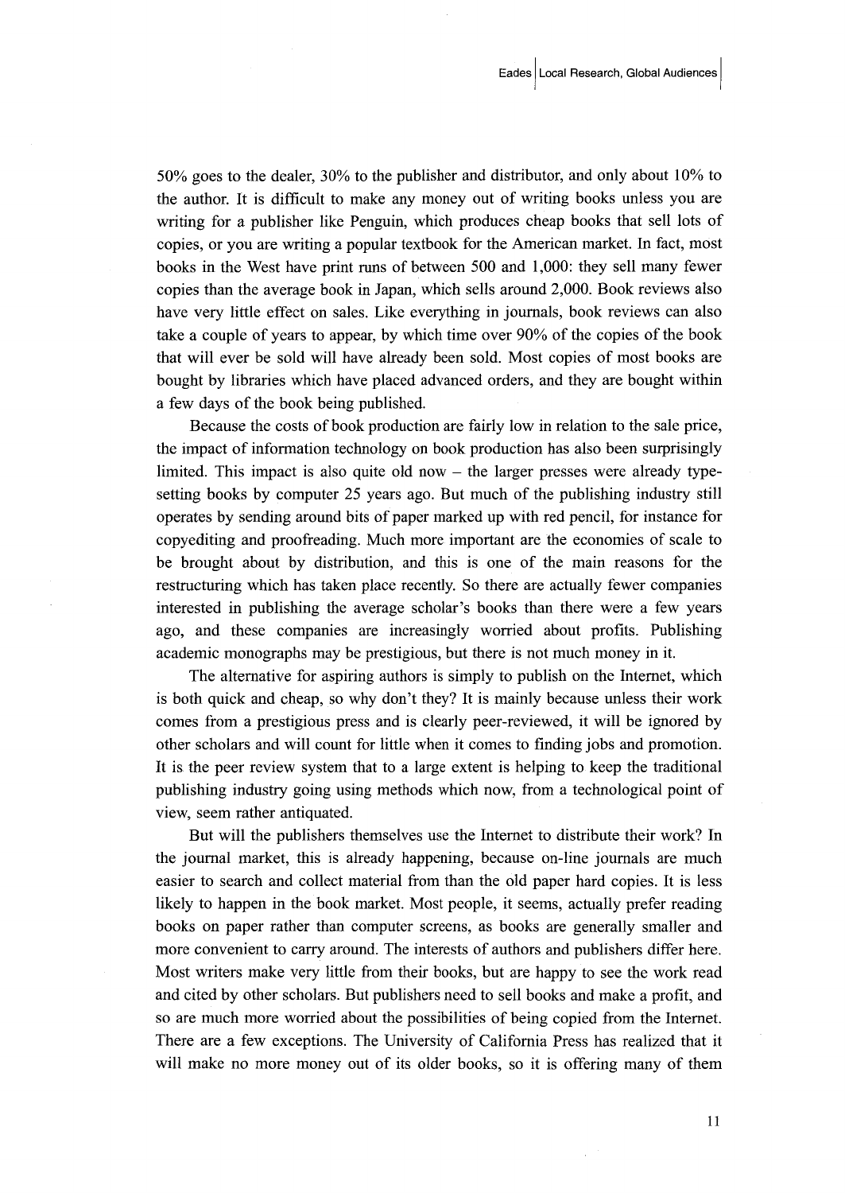50% goes to the dealer, 30% to the publisher and distributor, and only about 10% to the author. It is difficult to make any money out of writing books unless you are writing for a publisher like Penguin, which produces cheap books that sell lots of copies, or you are writing a popular textbook for the American market. In fact, most books in the West have print runs of between 500 and 1,000: they sell many fewer copies than the average book in Japan, which sells around 2,000. Book reviews also have very little effect on sales. Like everything in journals, book reviews can also take a couple of years to appear, by which time over 90% of the copies of the book that will ever be sold will have already been sold. Most copies of most books are bought by libraries which have placed advanced orders, and they are bought within a few days of the book being published.

Because the costs of book production are fairly low in relation to the sale price, the impact of information technology on book production has also been surprisingly limited. This impact is also quite old now – the larger presses were already type-setting books by computer 25 years ago. But much of the publishing industry still operates by sending around bits of paper marked up with red pencil, for instance for copyediting and proofreading. Much more important are the economies of scale to be brought about by distribution, and this is one of the main reasons for the restructuring which has taken place recently. So there are actually fewer companies interested in publishing the average scholar's books than there were a few years ago, and these companies are increasingly worried about profits. Publishing academic monographs may be prestigious, but there is not much money in it.

The alternative for aspiring authors is simply to publish on the Internet, which is both quick and cheap, so why don't they? It is mainly because unless their work comes from a prestigious press and is clearly peer-reviewed, it will be ignored by other scholars and will count for little when it comes to finding jobs and promotion. It is the peer review system that to a large extent is helping to keep the traditional publishing industry going using methods which now, from a technological point of view, seem rather antiquated.

But will the publishers themselves use the Internet to distribute their work? In the journal market, this is already happening, because on-line journals are much easier to search and collect material from than the old paper hard copies. It is less likely to happen in the book market. Most people, it seems, actually prefer reading books on paper rather than computer screens, as books are generally smaller and more convenient to carry around. The interests of authors and publishers differ here. Most writers make very little from their books, but are happy to see the work read and cited by other scholars. But publishers need to sell books and make a profit, and so are much more worried about the possibilities of being copied from the Internet. There are a few exceptions. The University of California Press has realized that it will make no more money out of its older books, so it is offering many of them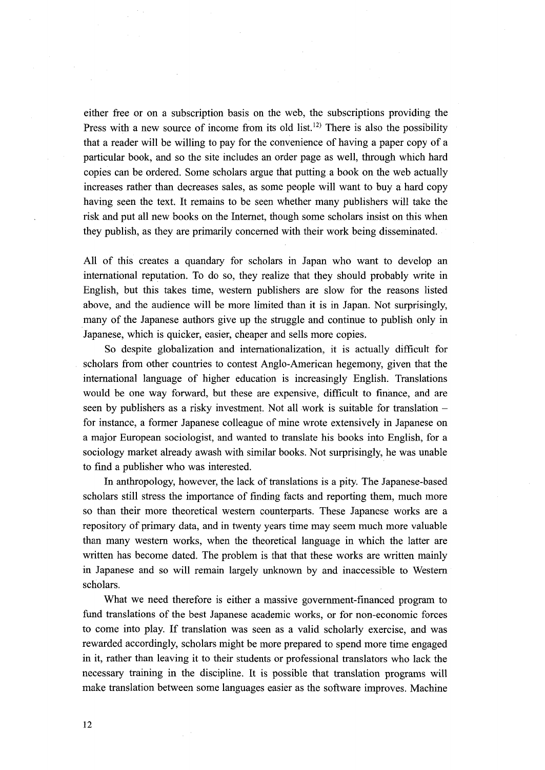either free or on a subscription basis on the web, the subscriptions providing the Press with a new source of income from its old list.[12] There is also the possibility that a reader will be willing to pay for the convenience of having a paper copy of a particular book, and so the site includes an order page as well, through which hard copies can be ordered. Some scholars argue that putting a book on the web actually increases rather than decreases sales, as some people will want to buy a hard copy having seen the text. It remains to be seen whether many publishers will take the risk and put all new books on the Internet, though some scholars insist on this when they publish, as they are primarily concerned with their work being disseminated.

All of this creates a quandary for scholars in Japan who want to develop an international reputation. To do so, they realize that they should probably write in English, but this takes time, western publishers are slow for the reasons listed above, and the audience will be more limited than it is in Japan. Not surprisingly, many of the Japanese authors give up the struggle and continue to publish only in Japanese, which is quicker, easier, cheaper and sells more copies.

So despite globalization and internationalization, it is actually difficult for scholars from other countries to contest Anglo-American hegemony, given that the international language of higher education is increasingly English. Translations would be one way forward, but these are expensive, difficult to finance, and are seen by publishers as a risky investment. Not all work is suitable for translation – for instance, a former Japanese colleague of mine wrote extensively in Japanese on a major European sociologist, and wanted to translate his books into English, for a sociology market already awash with similar books. Not surprisingly, he was unable to find a publisher who was interested.

In anthropology, however, the lack of translations is a pity. The Japanese-based scholars still stress the importance of finding facts and reporting them, much more so than their more theoretical western counterparts. These Japanese works are a repository of primary data, and in twenty years time may seem much more valuable than many western works, when the theoretical language in which the latter are written has become dated. The problem is that that these works are written mainly in Japanese and so will remain largely unknown by and inaccessible to Western scholars.

What we need therefore is either a massive government-financed program to fund translations of the best Japanese academic works, or for non-economic forces to come into play. If translation was seen as a valid scholarly exercise, and was rewarded accordingly, scholars might be more prepared to spend more time engaged in it, rather than leaving it to their students or professional translators who lack the necessary training in the discipline. It is possible that translation programs will make translation between some languages easier as the software improves. Machine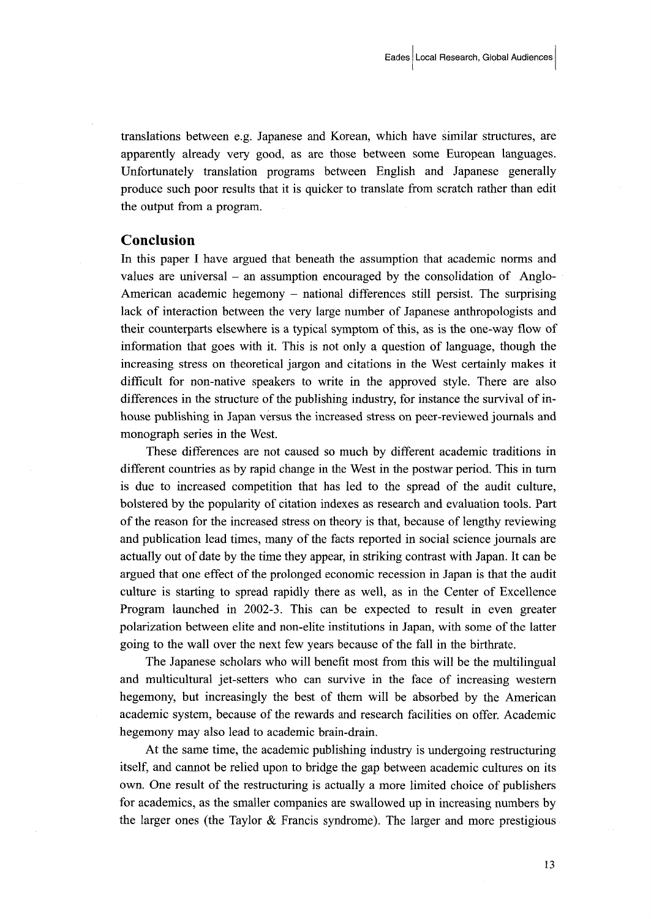translations between e.g. Japanese and Korean, which have similar structures, are apparently already very good, as are those between some European languages. Unfortunately translation programs between English and Japanese generally produce such poor results that it is quicker to translate from scratch rather than edit the output from a program.

## Conclusion

In this paper I have argued that beneath the assumption that academic norms and values are universal – an assumption encouraged by the consolidation of Anglo-American academic hegemony – national differences still persist. The surprising lack of interaction between the very large number of Japanese anthropologists and their counterparts elsewhere is a typical symptom of this, as is the one-way flow of information that goes with it. This is not only a question of language, though the increasing stress on theoretical jargon and citations in the West certainly makes it difficult for non-native speakers to write in the approved style. There are also differences in the structure of the publishing industry, for instance the survival of in-house publishing in Japan versus the increased stress on peer-reviewed journals and monograph series in the West.

These differences are not caused so much by different academic traditions in different countries as by rapid change in the West in the postwar period. This in turn is due to increased competition that has led to the spread of the audit culture, bolstered by the popularity of citation indexes as research and evaluation tools. Part of the reason for the increased stress on theory is that, because of lengthy reviewing and publication lead times, many of the facts reported in social science journals are actually out of date by the time they appear, in striking contrast with Japan. It can be argued that one effect of the prolonged economic recession in Japan is that the audit culture is starting to spread rapidly there as well, as in the Center of Excellence Program launched in 2002-3. This can be expected to result in even greater polarization between elite and non-elite institutions in Japan, with some of the latter going to the wall over the next few years because of the fall in the birthrate.

The Japanese scholars who will benefit most from this will be the multilingual and multicultural jet-setters who can survive in the face of increasing western hegemony, but increasingly the best of them will be absorbed by the American academic system, because of the rewards and research facilities on offer. Academic hegemony may also lead to academic brain-drain.

At the same time, the academic publishing industry is undergoing restructuring itself, and cannot be relied upon to bridge the gap between academic cultures on its own. One result of the restructuring is actually a more limited choice of publishers for academics, as the smaller companies are swallowed up in increasing numbers by the larger ones (the Taylor & Francis syndrome). The larger and more prestigious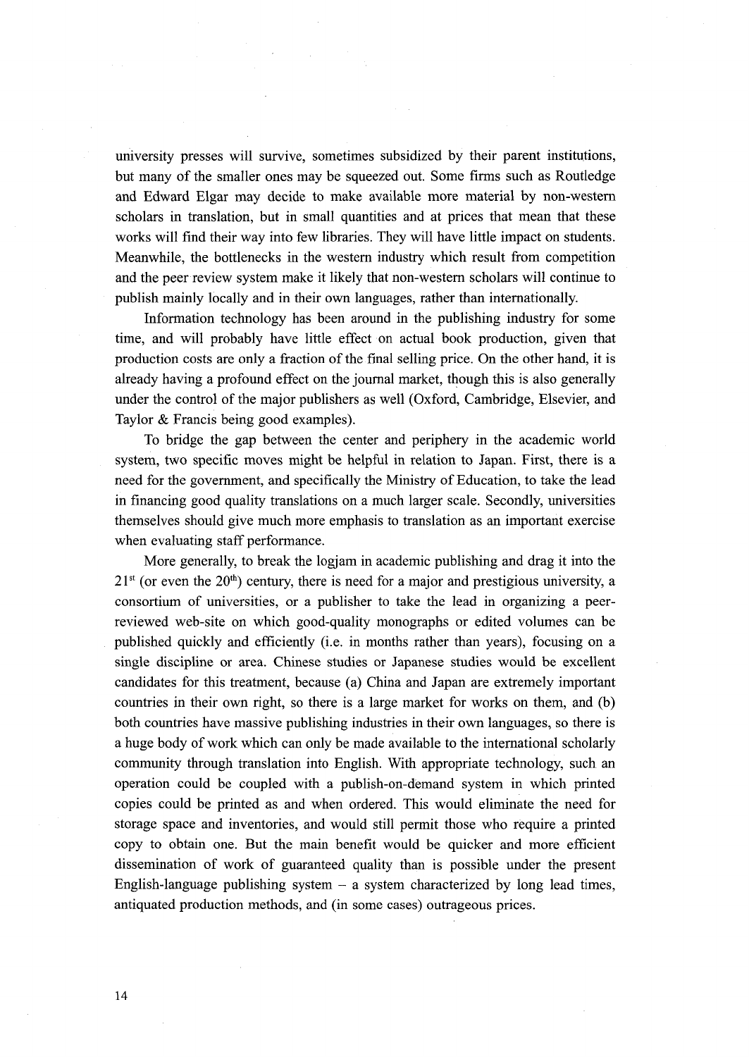university presses will survive, sometimes subsidized by their parent institutions, but many of the smaller ones may be squeezed out. Some firms such as Routledge and Edward Elgar may decide to make available more material by non-western scholars in translation, but in small quantities and at prices that mean that these works will find their way into few libraries. They will have little impact on students. Meanwhile, the bottlenecks in the western industry which result from competition and the peer review system make it likely that non-western scholars will continue to publish mainly locally and in their own languages, rather than internationally.

Information technology has been around in the publishing industry for some time, and will probably have little effect on actual book production, given that production costs are only a fraction of the final selling price. On the other hand, it is already having a profound effect on the journal market, though this is also generally under the control of the major publishers as well (Oxford, Cambridge, Elsevier, and Taylor & Francis being good examples).

To bridge the gap between the center and periphery in the academic world system, two specific moves might be helpful in relation to Japan. First, there is a need for the government, and specifically the Ministry of Education, to take the lead in financing good quality translations on a much larger scale. Secondly, universities themselves should give much more emphasis to translation as an important exercise when evaluating staff performance.

More generally, to break the logjam in academic publishing and drag it into the 21st (or even the 20th) century, there is need for a major and prestigious university, a consortium of universities, or a publisher to take the lead in organizing a peer-reviewed web-site on which good-quality monographs or edited volumes can be published quickly and efficiently (i.e. in months rather than years), focusing on a single discipline or area. Chinese studies or Japanese studies would be excellent candidates for this treatment, because (a) China and Japan are extremely important countries in their own right, so there is a large market for works on them, and (b) both countries have massive publishing industries in their own languages, so there is a huge body of work which can only be made available to the international scholarly community through translation into English. With appropriate technology, such an operation could be coupled with a publish-on-demand system in which printed copies could be printed as and when ordered. This would eliminate the need for storage space and inventories, and would still permit those who require a printed copy to obtain one. But the main benefit would be quicker and more efficient dissemination of work of guaranteed quality than is possible under the present English-language publishing system – a system characterized by long lead times, antiquated production methods, and (in some cases) outrageous prices.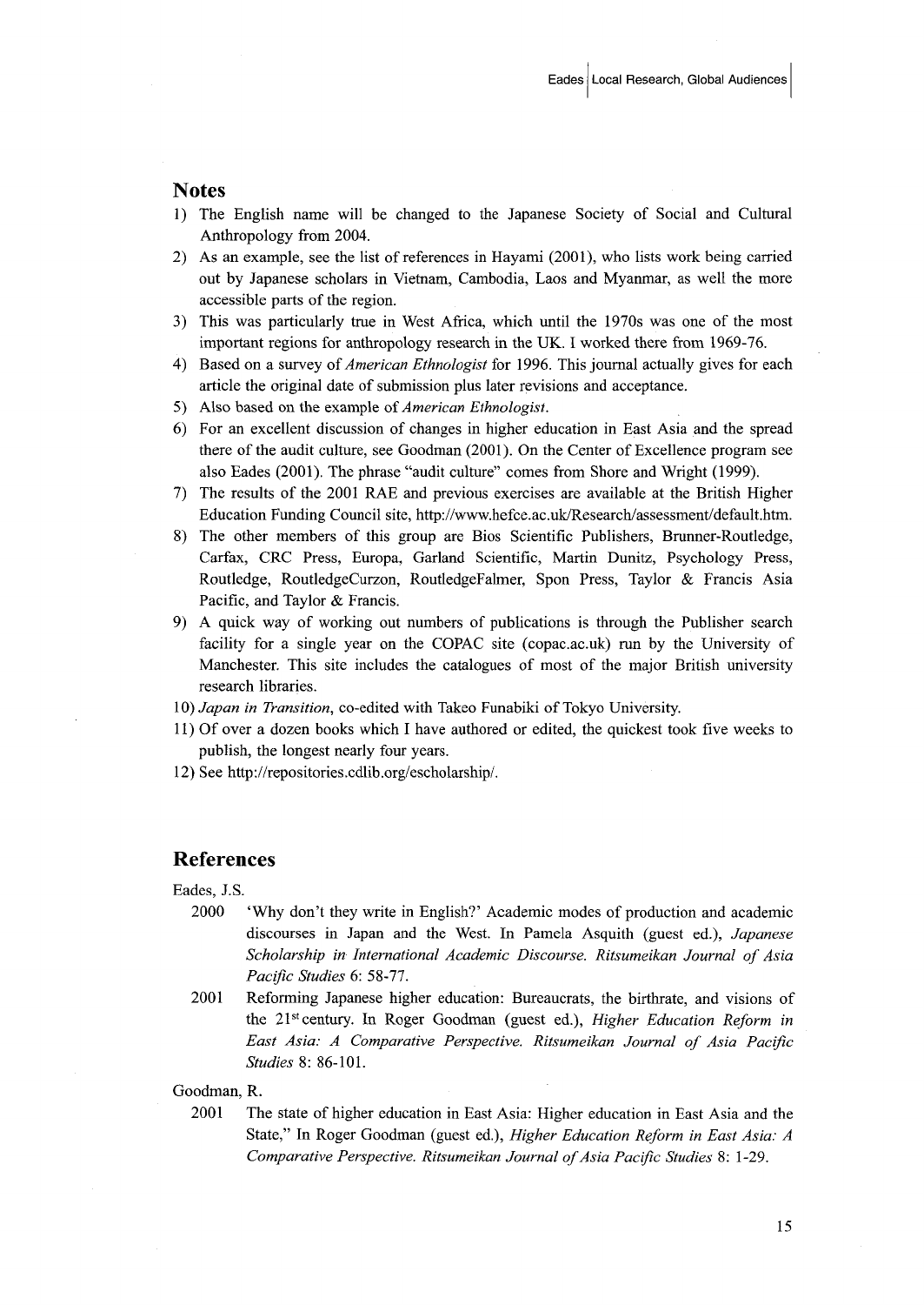## Notes

1) The English name will be changed to the Japanese Society of Social and Cultural Anthropology from 2004.
2) As an example, see the list of references in Hayami (2001), who lists work being carried out by Japanese scholars in Vietnam, Cambodia, Laos and Myanmar, as well the more accessible parts of the region.
3) This was particularly true in West Africa, which until the 1970s was one of the most important regions for anthropology research in the UK. I worked there from 1969-76.
4) Based on a survey of *American Ethnologist* for 1996. This journal actually gives for each article the original date of submission plus later revisions and acceptance.
5) Also based on the example of *American Ethnologist*.
6) For an excellent discussion of changes in higher education in East Asia and the spread there of the audit culture, see Goodman (2001). On the Center of Excellence program see also Eades (2001). The phrase "audit culture" comes from Shore and Wright (1999).
7) The results of the 2001 RAE and previous exercises are available at the British Higher Education Funding Council site, http://www.hefce.ac.uk/Research/assessment/default.htm.
8) The other members of this group are Bios Scientific Publishers, Brunner-Routledge, Carfax, CRC Press, Europa, Garland Scientific, Martin Dunitz, Psychology Press, Routledge, RoutledgeCurzon, RoutledgeFalmer, Spon Press, Taylor & Francis Asia Pacific, and Taylor & Francis.
9) A quick way of working out numbers of publications is through the Publisher search facility for a single year on the COPAC site (copac.ac.uk) run by the University of Manchester. This site includes the catalogues of most of the major British university research libraries.
10) *Japan in Transition*, co-edited with Takeo Funabiki of Tokyo University.
11) Of over a dozen books which I have authored or edited, the quickest took five weeks to publish, the longest nearly four years.
12) See http://repositories.cdlib.org/escholarship/.

## References

Eades, J.S.

2000 'Why don't they write in English?' Academic modes of production and academic discourses in Japan and the West. In Pamela Asquith (guest ed.), *Japanese Scholarship in International Academic Discourse. Ritsumeikan Journal of Asia Pacific Studies* 6: 58-77.

2001 Reforming Japanese higher education: Bureaucrats, the birthrate, and visions of the 21st century. In Roger Goodman (guest ed.), *Higher Education Reform in East Asia: A Comparative Perspective. Ritsumeikan Journal of Asia Pacific Studies* 8: 86-101.

Goodman, R.

2001 The state of higher education in East Asia: Higher education in East Asia and the State," In Roger Goodman (guest ed.), *Higher Education Reform in East Asia: A Comparative Perspective. Ritsumeikan Journal of Asia Pacific Studies* 8: 1-29.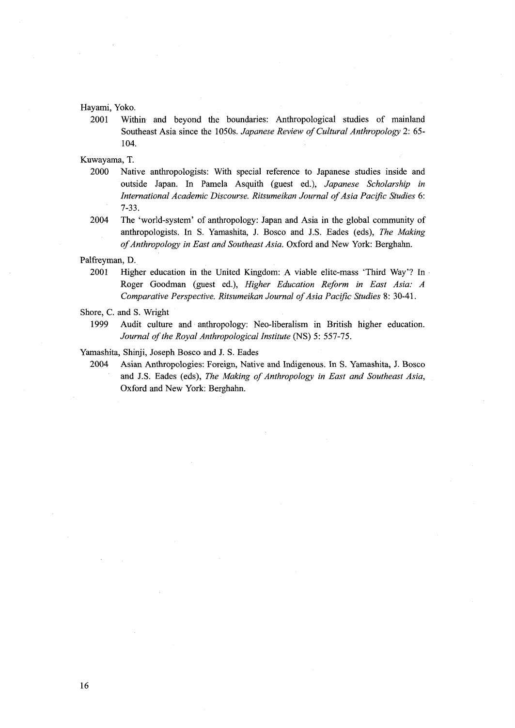Hayami, Yoko.

2001 Within and beyond the boundaries: Anthropological studies of mainland Southeast Asia since the 1050s. *Japanese Review of Cultural Anthropology* 2: 65-104.

Kuwayama, T.

2000 Native anthropologists: With special reference to Japanese studies inside and outside Japan. In Pamela Asquith (guest ed.), *Japanese Scholarship in International Academic Discourse. Ritsumeikan Journal of Asia Pacific Studies* 6: 7-33.

2004 The 'world-system' of anthropology: Japan and Asia in the global community of anthropologists. In S. Yamashita, J. Bosco and J.S. Eades (eds), *The Making of Anthropology in East and Southeast Asia*. Oxford and New York: Berghahn.

Palfreyman, D.

2001 Higher education in the United Kingdom: A viable elite-mass 'Third Way'? In Roger Goodman (guest ed.), *Higher Education Reform in East Asia: A Comparative Perspective. Ritsumeikan Journal of Asia Pacific Studies* 8: 30-41.

Shore, C. and S. Wright

1999 Audit culture and anthropology: Neo-liberalism in British higher education. *Journal of the Royal Anthropological Institute* (NS) 5: 557-75.

Yamashita, Shinji, Joseph Bosco and J. S. Eades

2004 Asian Anthropologies: Foreign, Native and Indigenous. In S. Yamashita, J. Bosco and J.S. Eades (eds), *The Making of Anthropology in East and Southeast Asia*, Oxford and New York: Berghahn.